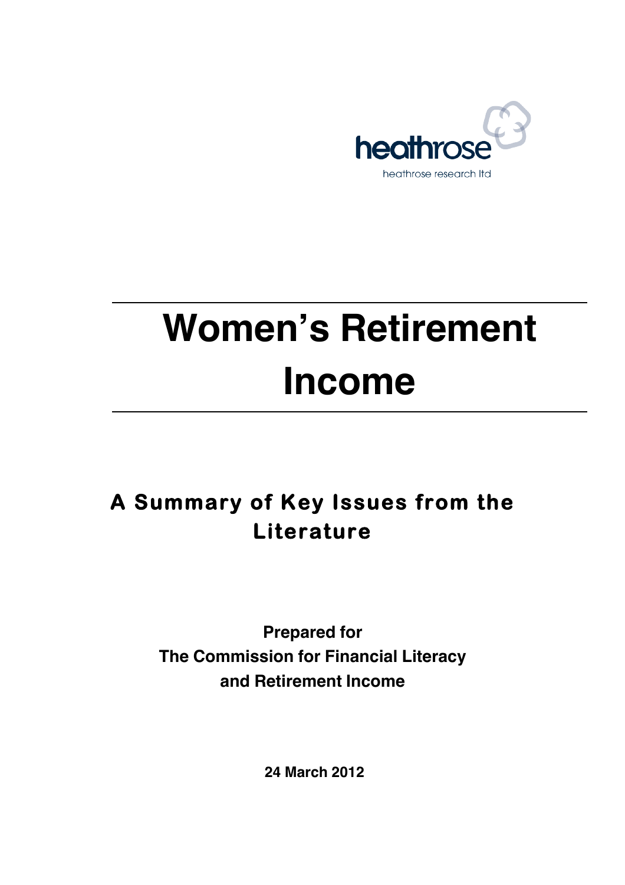heathrose

heathrose research ltd

# Women's Retirement Income

## A Summary of Key Issues from the Literature

**Prepared for**
**The Commission for Financial Literacy and Retirement Income**

**24 March 2012**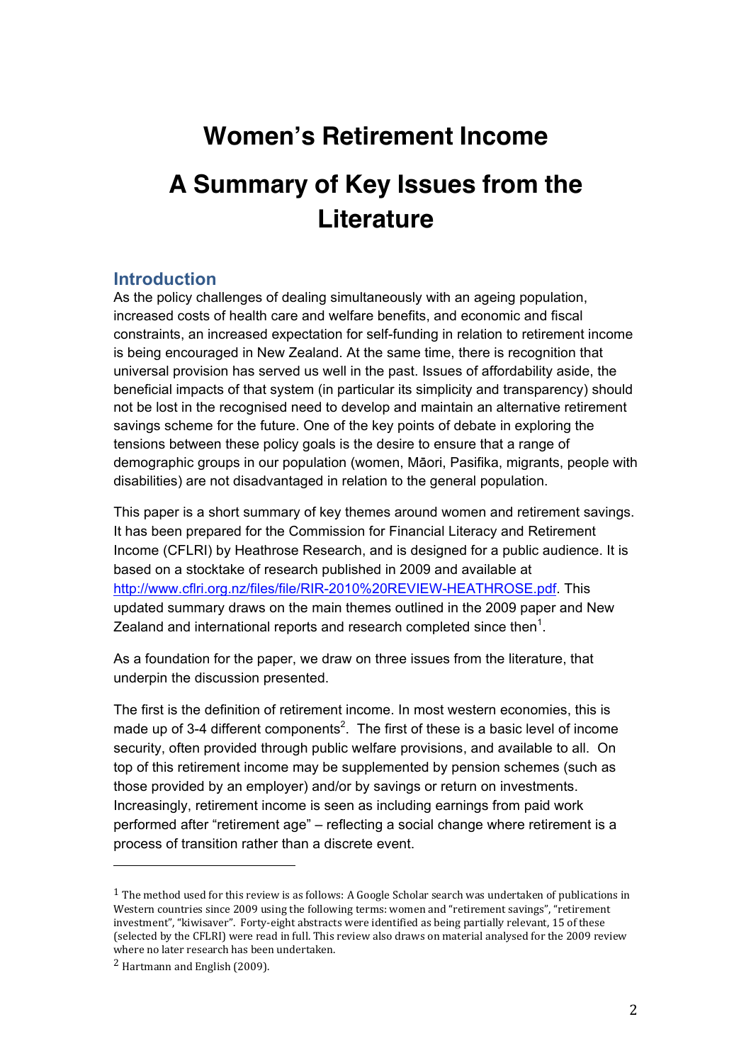# Women's Retirement Income

# A Summary of Key Issues from the Literature

## Introduction

As the policy challenges of dealing simultaneously with an ageing population, increased costs of health care and welfare benefits, and economic and fiscal constraints, an increased expectation for self-funding in relation to retirement income is being encouraged in New Zealand. At the same time, there is recognition that universal provision has served us well in the past. Issues of affordability aside, the beneficial impacts of that system (in particular its simplicity and transparency) should not be lost in the recognised need to develop and maintain an alternative retirement savings scheme for the future. One of the key points of debate in exploring the tensions between these policy goals is the desire to ensure that a range of demographic groups in our population (women, Māori, Pasifika, migrants, people with disabilities) are not disadvantaged in relation to the general population.

This paper is a short summary of key themes around women and retirement savings. It has been prepared for the Commission for Financial Literacy and Retirement Income (CFLRI) by Heathrose Research, and is designed for a public audience. It is based on a stocktake of research published in 2009 and available at [http://www.cflri.org.nz/files/file/RIR-2010%20REVIEW-HEATHROSE.pdf](http://www.cflri.org.nz/files/file/RIR-2010%20REVIEW-HEATHROSE.pdf). This updated summary draws on the main themes outlined in the 2009 paper and New Zealand and international reports and research completed since then[1].

As a foundation for the paper, we draw on three issues from the literature, that underpin the discussion presented.

The first is the definition of retirement income. In most western economies, this is made up of 3-4 different components[2]. The first of these is a basic level of income security, often provided through public welfare provisions, and available to all. On top of this retirement income may be supplemented by pension schemes (such as those provided by an employer) and/or by savings or return on investments. Increasingly, retirement income is seen as including earnings from paid work performed after "retirement age" – reflecting a social change where retirement is a process of transition rather than a discrete event.

---

[1] The method used for this review is as follows: A Google Scholar search was undertaken of publications in Western countries since 2009 using the following terms: women and "retirement savings", "retirement investment", "kiwisaver". Forty-eight abstracts were identified as being partially relevant, 15 of these (selected by the CFLRI) were read in full. This review also draws on material analysed for the 2009 review where no later research has been undertaken.

[2] Hartmann and English (2009).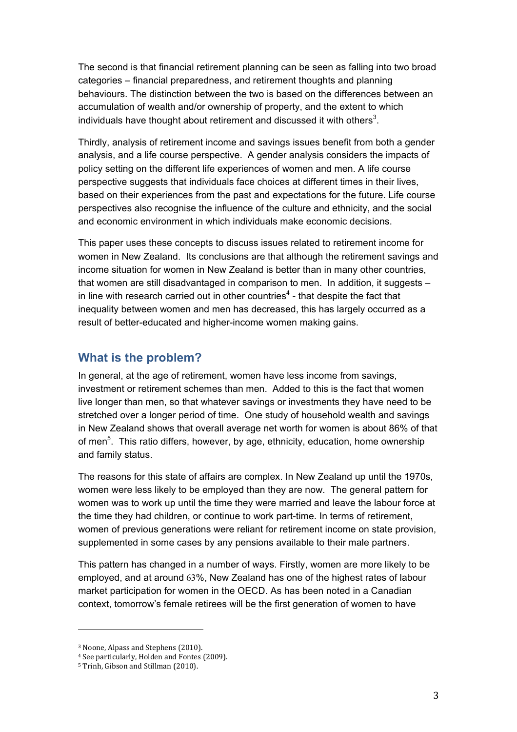The second is that financial retirement planning can be seen as falling into two broad categories – financial preparedness, and retirement thoughts and planning behaviours. The distinction between the two is based on the differences between an accumulation of wealth and/or ownership of property, and the extent to which individuals have thought about retirement and discussed it with others[3].

Thirdly, analysis of retirement income and savings issues benefit from both a gender analysis, and a life course perspective. A gender analysis considers the impacts of policy setting on the different life experiences of women and men. A life course perspective suggests that individuals face choices at different times in their lives, based on their experiences from the past and expectations for the future. Life course perspectives also recognise the influence of the culture and ethnicity, and the social and economic environment in which individuals make economic decisions.

This paper uses these concepts to discuss issues related to retirement income for women in New Zealand. Its conclusions are that although the retirement savings and income situation for women in New Zealand is better than in many other countries, that women are still disadvantaged in comparison to men. In addition, it suggests – in line with research carried out in other countries[4] - that despite the fact that inequality between women and men has decreased, this has largely occurred as a result of better-educated and higher-income women making gains.

## What is the problem?

In general, at the age of retirement, women have less income from savings, investment or retirement schemes than men. Added to this is the fact that women live longer than men, so that whatever savings or investments they have need to be stretched over a longer period of time. One study of household wealth and savings in New Zealand shows that overall average net worth for women is about 86% of that of men[5]. This ratio differs, however, by age, ethnicity, education, home ownership and family status.

The reasons for this state of affairs are complex. In New Zealand up until the 1970s, women were less likely to be employed than they are now. The general pattern for women was to work up until the time they were married and leave the labour force at the time they had children, or continue to work part-time. In terms of retirement, women of previous generations were reliant for retirement income on state provision, supplemented in some cases by any pensions available to their male partners.

This pattern has changed in a number of ways. Firstly, women are more likely to be employed, and at around 63%, New Zealand has one of the highest rates of labour market participation for women in the OECD. As has been noted in a Canadian context, tomorrow's female retirees will be the first generation of women to have

---

[3] Noone, Alpass and Stephens (2010).

[4] See particularly, Holden and Fontes (2009).

[5] Trinh, Gibson and Stillman (2010).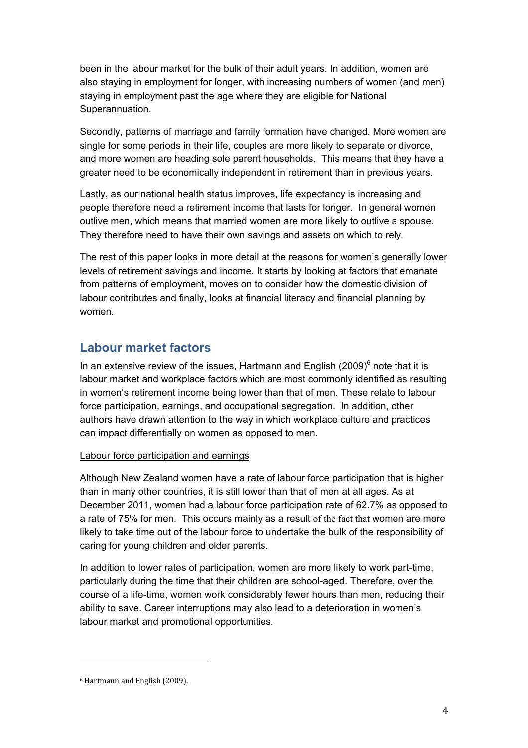been in the labour market for the bulk of their adult years. In addition, women are also staying in employment for longer, with increasing numbers of women (and men) staying in employment past the age where they are eligible for National Superannuation.

Secondly, patterns of marriage and family formation have changed. More women are single for some periods in their life, couples are more likely to separate or divorce, and more women are heading sole parent households. This means that they have a greater need to be economically independent in retirement than in previous years.

Lastly, as our national health status improves, life expectancy is increasing and people therefore need a retirement income that lasts for longer. In general women outlive men, which means that married women are more likely to outlive a spouse. They therefore need to have their own savings and assets on which to rely.

The rest of this paper looks in more detail at the reasons for women's generally lower levels of retirement savings and income. It starts by looking at factors that emanate from patterns of employment, moves on to consider how the domestic division of labour contributes and finally, looks at financial literacy and financial planning by women.

## Labour market factors

In an extensive review of the issues, Hartmann and English (2009)[6] note that it is labour market and workplace factors which are most commonly identified as resulting in women's retirement income being lower than that of men. These relate to labour force participation, earnings, and occupational segregation. In addition, other authors have drawn attention to the way in which workplace culture and practices can impact differentially on women as opposed to men.

<u>Labour force participation and earnings</u>

Although New Zealand women have a rate of labour force participation that is higher than in many other countries, it is still lower than that of men at all ages. As at December 2011, women had a labour force participation rate of 62.7% as opposed to a rate of 75% for men. This occurs mainly as a result of the fact that women are more likely to take time out of the labour force to undertake the bulk of the responsibility of caring for young children and older parents.

In addition to lower rates of participation, women are more likely to work part-time, particularly during the time that their children are school-aged. Therefore, over the course of a life-time, women work considerably fewer hours than men, reducing their ability to save. Career interruptions may also lead to a deterioration in women's labour market and promotional opportunities.

---

[6] Hartmann and English (2009).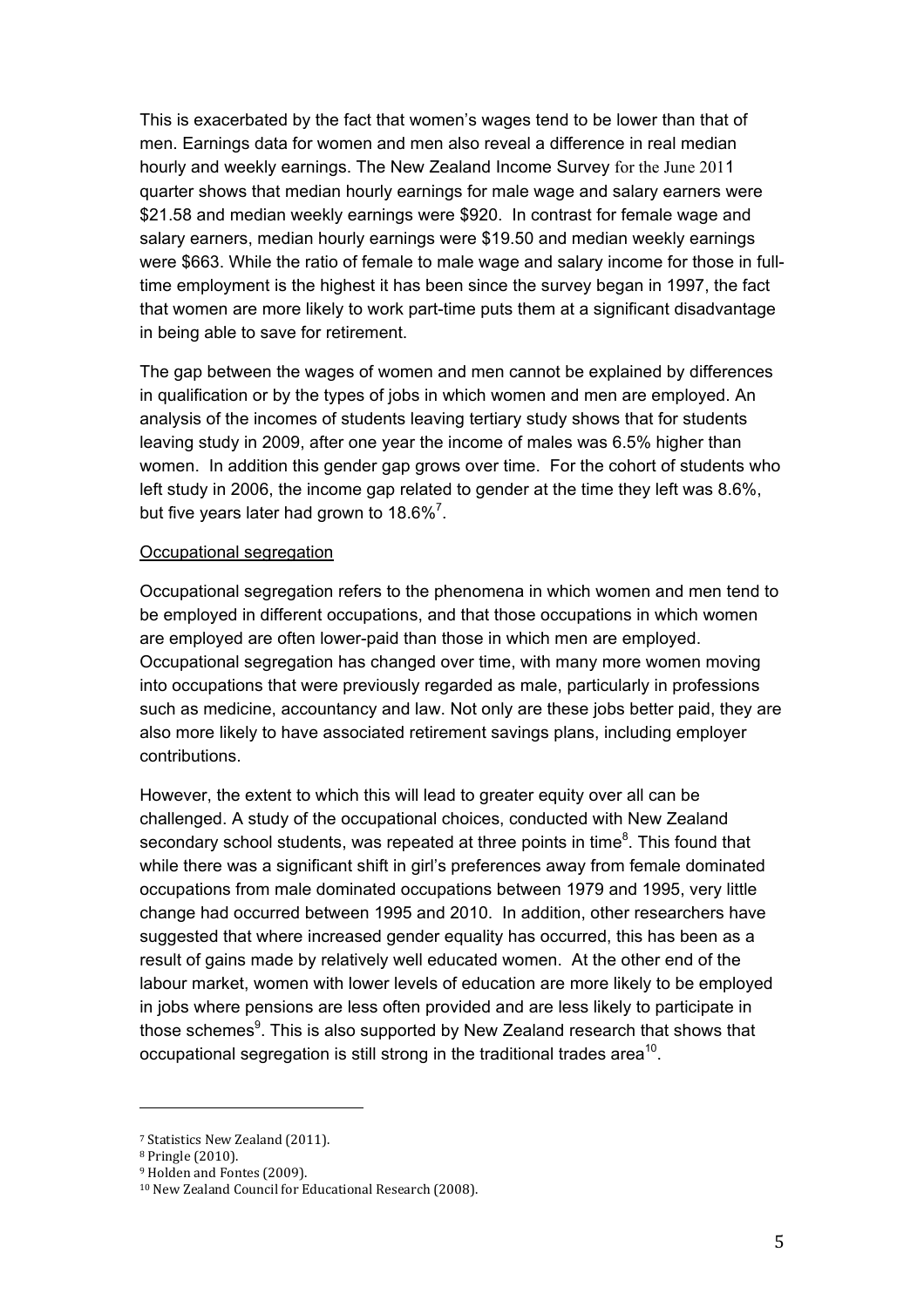This is exacerbated by the fact that women's wages tend to be lower than that of men. Earnings data for women and men also reveal a difference in real median hourly and weekly earnings. The New Zealand Income Survey for the June 2011 quarter shows that median hourly earnings for male wage and salary earners were $21.58 and median weekly earnings were $920. In contrast for female wage and salary earners, median hourly earnings were $19.50 and median weekly earnings were $663. While the ratio of female to male wage and salary income for those in full-time employment is the highest it has been since the survey began in 1997, the fact that women are more likely to work part-time puts them at a significant disadvantage in being able to save for retirement.

The gap between the wages of women and men cannot be explained by differences in qualification or by the types of jobs in which women and men are employed. An analysis of the incomes of students leaving tertiary study shows that for students leaving study in 2009, after one year the income of males was 6.5% higher than women. In addition this gender gap grows over time. For the cohort of students who left study in 2006, the income gap related to gender at the time they left was 8.6%, but five years later had grown to 18.6%[7].

<u>Occupational segregation</u>

Occupational segregation refers to the phenomena in which women and men tend to be employed in different occupations, and that those occupations in which women are employed are often lower-paid than those in which men are employed. Occupational segregation has changed over time, with many more women moving into occupations that were previously regarded as male, particularly in professions such as medicine, accountancy and law. Not only are these jobs better paid, they are also more likely to have associated retirement savings plans, including employer contributions.

However, the extent to which this will lead to greater equity over all can be challenged. A study of the occupational choices, conducted with New Zealand secondary school students, was repeated at three points in time[8]. This found that while there was a significant shift in girl's preferences away from female dominated occupations from male dominated occupations between 1979 and 1995, very little change had occurred between 1995 and 2010. In addition, other researchers have suggested that where increased gender equality has occurred, this has been as a result of gains made by relatively well educated women. At the other end of the labour market, women with lower levels of education are more likely to be employed in jobs where pensions are less often provided and are less likely to participate in those schemes[9]. This is also supported by New Zealand research that shows that occupational segregation is still strong in the traditional trades area[10].

---

[7] Statistics New Zealand (2011).

[8] Pringle (2010).

[9] Holden and Fontes (2009).

[10] New Zealand Council for Educational Research (2008).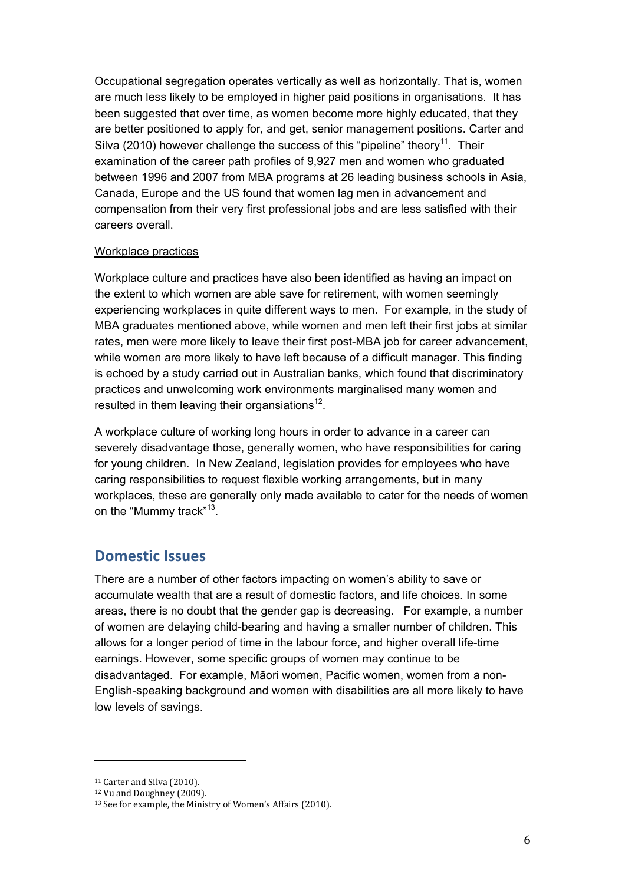Occupational segregation operates vertically as well as horizontally. That is, women are much less likely to be employed in higher paid positions in organisations. It has been suggested that over time, as women become more highly educated, that they are better positioned to apply for, and get, senior management positions. Carter and Silva (2010) however challenge the success of this "pipeline" theory[11]. Their examination of the career path profiles of 9,927 men and women who graduated between 1996 and 2007 from MBA programs at 26 leading business schools in Asia, Canada, Europe and the US found that women lag men in advancement and compensation from their very first professional jobs and are less satisfied with their careers overall.

Workplace practices

Workplace culture and practices have also been identified as having an impact on the extent to which women are able save for retirement, with women seemingly experiencing workplaces in quite different ways to men. For example, in the study of MBA graduates mentioned above, while women and men left their first jobs at similar rates, men were more likely to leave their first post-MBA job for career advancement, while women are more likely to have left because of a difficult manager. This finding is echoed by a study carried out in Australian banks, which found that discriminatory practices and unwelcoming work environments marginalised many women and resulted in them leaving their organisations[12].

A workplace culture of working long hours in order to advance in a career can severely disadvantage those, generally women, who have responsibilities for caring for young children. In New Zealand, legislation provides for employees who have caring responsibilities to request flexible working arrangements, but in many workplaces, these are generally only made available to cater for the needs of women on the "Mummy track"[13].

## Domestic Issues

There are a number of other factors impacting on women's ability to save or accumulate wealth that are a result of domestic factors, and life choices. In some areas, there is no doubt that the gender gap is decreasing. For example, a number of women are delaying child-bearing and having a smaller number of children. This allows for a longer period of time in the labour force, and higher overall life-time earnings. However, some specific groups of women may continue to be disadvantaged. For example, Māori women, Pacific women, women from a non-English-speaking background and women with disabilities are all more likely to have low levels of savings.

---

[11] Carter and Silva (2010).

[12] Vu and Doughney (2009).

[13] See for example, the Ministry of Women's Affairs (2010).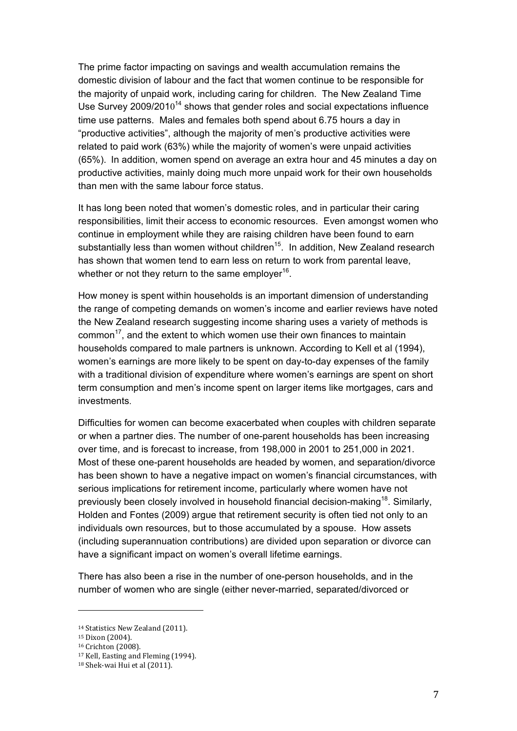The prime factor impacting on savings and wealth accumulation remains the domestic division of labour and the fact that women continue to be responsible for the majority of unpaid work, including caring for children. The New Zealand Time Use Survey 2009/2010[14] shows that gender roles and social expectations influence time use patterns. Males and females both spend about 6.75 hours a day in "productive activities", although the majority of men's productive activities were related to paid work (63%) while the majority of women's were unpaid activities (65%). In addition, women spend on average an extra hour and 45 minutes a day on productive activities, mainly doing much more unpaid work for their own households than men with the same labour force status.

It has long been noted that women's domestic roles, and in particular their caring responsibilities, limit their access to economic resources. Even amongst women who continue in employment while they are raising children have been found to earn substantially less than women without children[15]. In addition, New Zealand research has shown that women tend to earn less on return to work from parental leave, whether or not they return to the same employer[16].

How money is spent within households is an important dimension of understanding the range of competing demands on women's income and earlier reviews have noted the New Zealand research suggesting income sharing uses a variety of methods is common[17], and the extent to which women use their own finances to maintain households compared to male partners is unknown. According to Kell et al (1994), women's earnings are more likely to be spent on day-to-day expenses of the family with a traditional division of expenditure where women's earnings are spent on short term consumption and men's income spent on larger items like mortgages, cars and investments.

Difficulties for women can become exacerbated when couples with children separate or when a partner dies. The number of one-parent households has been increasing over time, and is forecast to increase, from 198,000 in 2001 to 251,000 in 2021. Most of these one-parent households are headed by women, and separation/divorce has been shown to have a negative impact on women's financial circumstances, with serious implications for retirement income, particularly where women have not previously been closely involved in household financial decision-making[18]. Similarly, Holden and Fontes (2009) argue that retirement security is often tied not only to an individuals own resources, but to those accumulated by a spouse. How assets (including superannuation contributions) are divided upon separation or divorce can have a significant impact on women's overall lifetime earnings.

There has also been a rise in the number of one-person households, and in the number of women who are single (either never-married, separated/divorced or

---

[14] Statistics New Zealand (2011).

[15] Dixon (2004).

[16] Crichton (2008).

[17] Kell, Easting and Fleming (1994).

[18] Shek-wai Hui et al (2011).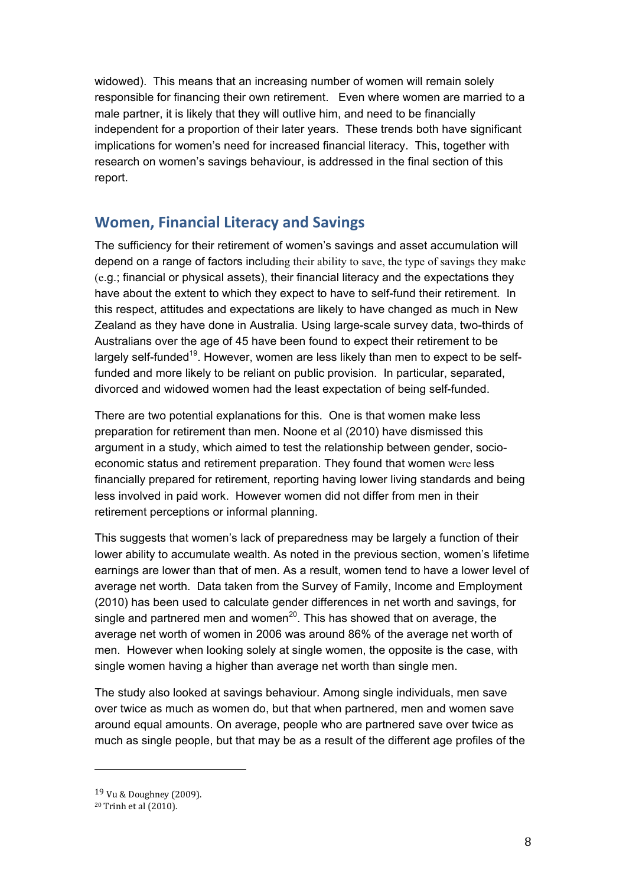widowed). This means that an increasing number of women will remain solely responsible for financing their own retirement. Even where women are married to a male partner, it is likely that they will outlive him, and need to be financially independent for a proportion of their later years. These trends both have significant implications for women's need for increased financial literacy. This, together with research on women's savings behaviour, is addressed in the final section of this report.

## Women, Financial Literacy and Savings

The sufficiency for their retirement of women's savings and asset accumulation will depend on a range of factors including their ability to save, the type of savings they make (e.g.; financial or physical assets), their financial literacy and the expectations they have about the extent to which they expect to have to self-fund their retirement. In this respect, attitudes and expectations are likely to have changed as much in New Zealand as they have done in Australia. Using large-scale survey data, two-thirds of Australians over the age of 45 have been found to expect their retirement to be largely self-funded[19]. However, women are less likely than men to expect to be self-funded and more likely to be reliant on public provision. In particular, separated, divorced and widowed women had the least expectation of being self-funded.

There are two potential explanations for this. One is that women make less preparation for retirement than men. Noone et al (2010) have dismissed this argument in a study, which aimed to test the relationship between gender, socio-economic status and retirement preparation. They found that women were less financially prepared for retirement, reporting having lower living standards and being less involved in paid work. However women did not differ from men in their retirement perceptions or informal planning.

This suggests that women's lack of preparedness may be largely a function of their lower ability to accumulate wealth. As noted in the previous section, women's lifetime earnings are lower than that of men. As a result, women tend to have a lower level of average net worth. Data taken from the Survey of Family, Income and Employment (2010) has been used to calculate gender differences in net worth and savings, for single and partnered men and women[20]. This has showed that on average, the average net worth of women in 2006 was around 86% of the average net worth of men. However when looking solely at single women, the opposite is the case, with single women having a higher than average net worth than single men.

The study also looked at savings behaviour. Among single individuals, men save over twice as much as women do, but that when partnered, men and women save around equal amounts. On average, people who are partnered save over twice as much as single people, but that may be as a result of the different age profiles of the

---

[19] Vu & Doughney (2009).

[20] Trinh et al (2010).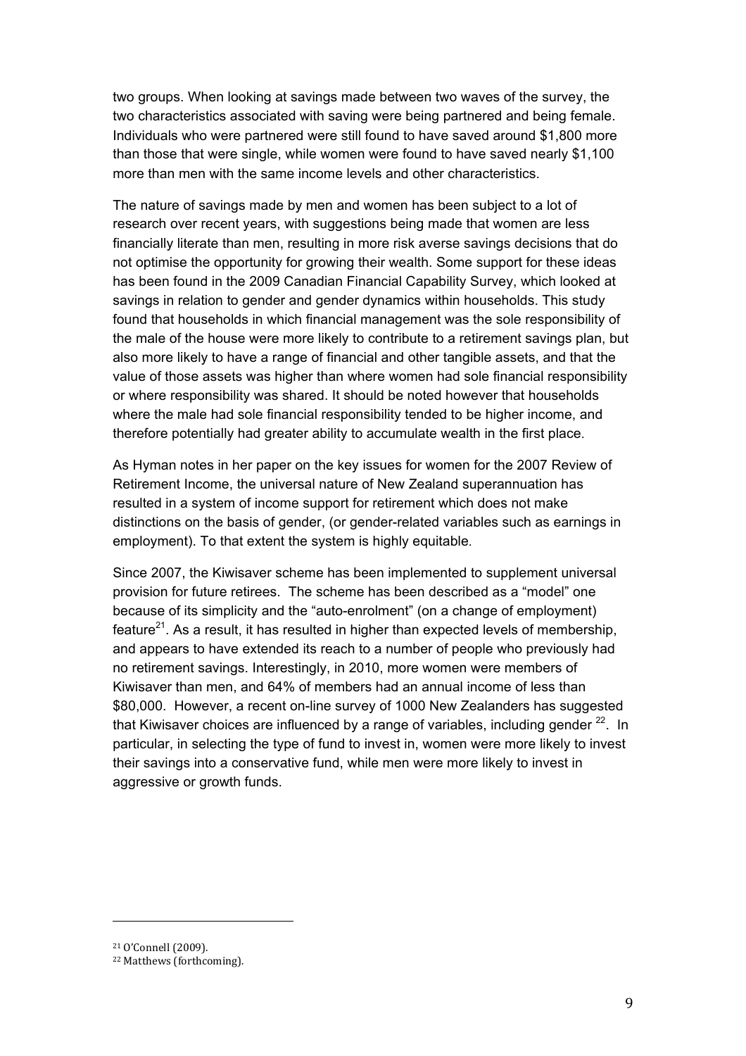two groups. When looking at savings made between two waves of the survey, the two characteristics associated with saving were being partnered and being female. Individuals who were partnered were still found to have saved around $1,800 more than those that were single, while women were found to have saved nearly $1,100 more than men with the same income levels and other characteristics.

The nature of savings made by men and women has been subject to a lot of research over recent years, with suggestions being made that women are less financially literate than men, resulting in more risk averse savings decisions that do not optimise the opportunity for growing their wealth. Some support for these ideas has been found in the 2009 Canadian Financial Capability Survey, which looked at savings in relation to gender and gender dynamics within households. This study found that households in which financial management was the sole responsibility of the male of the house were more likely to contribute to a retirement savings plan, but also more likely to have a range of financial and other tangible assets, and that the value of those assets was higher than where women had sole financial responsibility or where responsibility was shared. It should be noted however that households where the male had sole financial responsibility tended to be higher income, and therefore potentially had greater ability to accumulate wealth in the first place.

As Hyman notes in her paper on the key issues for women for the 2007 Review of Retirement Income, the universal nature of New Zealand superannuation has resulted in a system of income support for retirement which does not make distinctions on the basis of gender, (or gender-related variables such as earnings in employment). To that extent the system is highly equitable.

Since 2007, the Kiwisaver scheme has been implemented to supplement universal provision for future retirees. The scheme has been described as a "model" one because of its simplicity and the "auto-enrolment" (on a change of employment) feature[21]. As a result, it has resulted in higher than expected levels of membership, and appears to have extended its reach to a number of people who previously had no retirement savings. Interestingly, in 2010, more women were members of Kiwisaver than men, and 64% of members had an annual income of less than $80,000. However, a recent on-line survey of 1000 New Zealanders has suggested that Kiwisaver choices are influenced by a range of variables, including gender [22]. In particular, in selecting the type of fund to invest in, women were more likely to invest their savings into a conservative fund, while men were more likely to invest in aggressive or growth funds.

---

[21] O'Connell (2009).

[22] Matthews (forthcoming).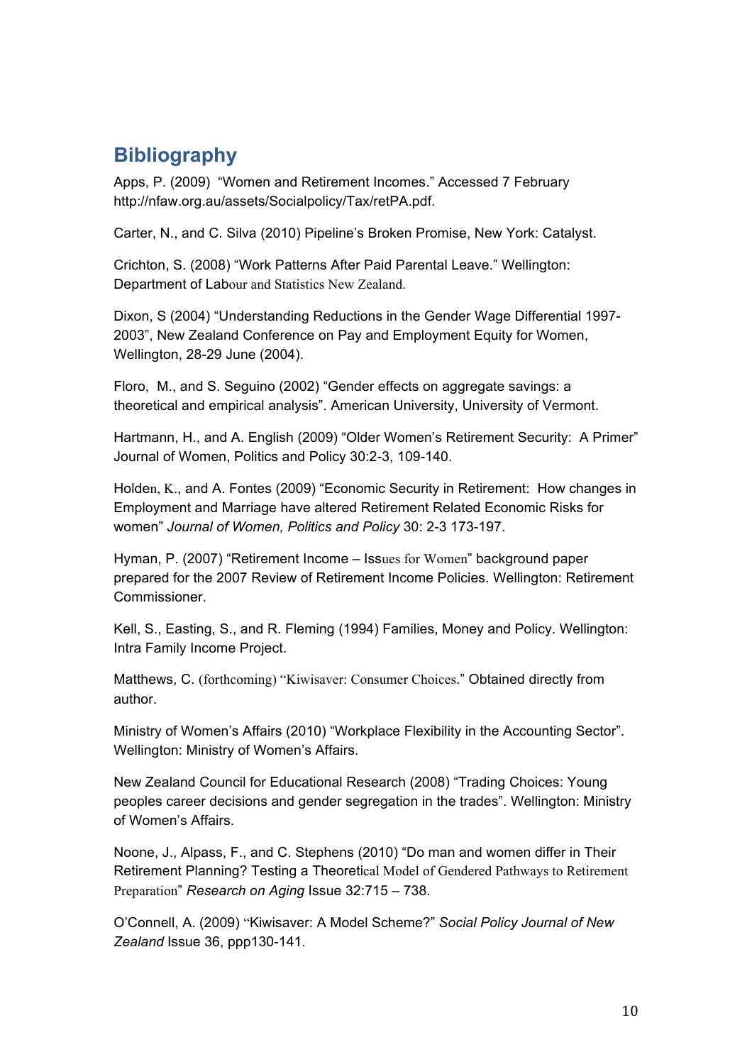## Bibliography

Apps, P. (2009) "Women and Retirement Incomes." Accessed 7 February http://nfaw.org.au/assets/Socialpolicy/Tax/retPA.pdf.

Carter, N., and C. Silva (2010) Pipeline's Broken Promise, New York: Catalyst.

Crichton, S. (2008) "Work Patterns After Paid Parental Leave." Wellington: Department of Labour and Statistics New Zealand.

Dixon, S (2004) "Understanding Reductions in the Gender Wage Differential 1997-2003", New Zealand Conference on Pay and Employment Equity for Women, Wellington, 28-29 June (2004).

Floro, M., and S. Seguino (2002) "Gender effects on aggregate savings: a theoretical and empirical analysis". American University, University of Vermont.

Hartmann, H., and A. English (2009) "Older Women's Retirement Security: A Primer" Journal of Women, Politics and Policy 30:2-3, 109-140.

Holden, K., and A. Fontes (2009) "Economic Security in Retirement: How changes in Employment and Marriage have altered Retirement Related Economic Risks for women" *Journal of Women, Politics and Policy* 30: 2-3 173-197.

Hyman, P. (2007) "Retirement Income – Issues for Women" background paper prepared for the 2007 Review of Retirement Income Policies. Wellington: Retirement Commissioner.

Kell, S., Easting, S., and R. Fleming (1994) Families, Money and Policy. Wellington: Intra Family Income Project.

Matthews, C. (forthcoming) "Kiwisaver: Consumer Choices." Obtained directly from author.

Ministry of Women's Affairs (2010) "Workplace Flexibility in the Accounting Sector". Wellington: Ministry of Women's Affairs.

New Zealand Council for Educational Research (2008) "Trading Choices: Young peoples career decisions and gender segregation in the trades". Wellington: Ministry of Women's Affairs.

Noone, J., Alpass, F., and C. Stephens (2010) "Do man and women differ in Their Retirement Planning? Testing a Theoretical Model of Gendered Pathways to Retirement Preparation" *Research on Aging* Issue 32:715 – 738.

O'Connell, A. (2009) "Kiwisaver: A Model Scheme?" *Social Policy Journal of New Zealand* Issue 36, ppp130-141.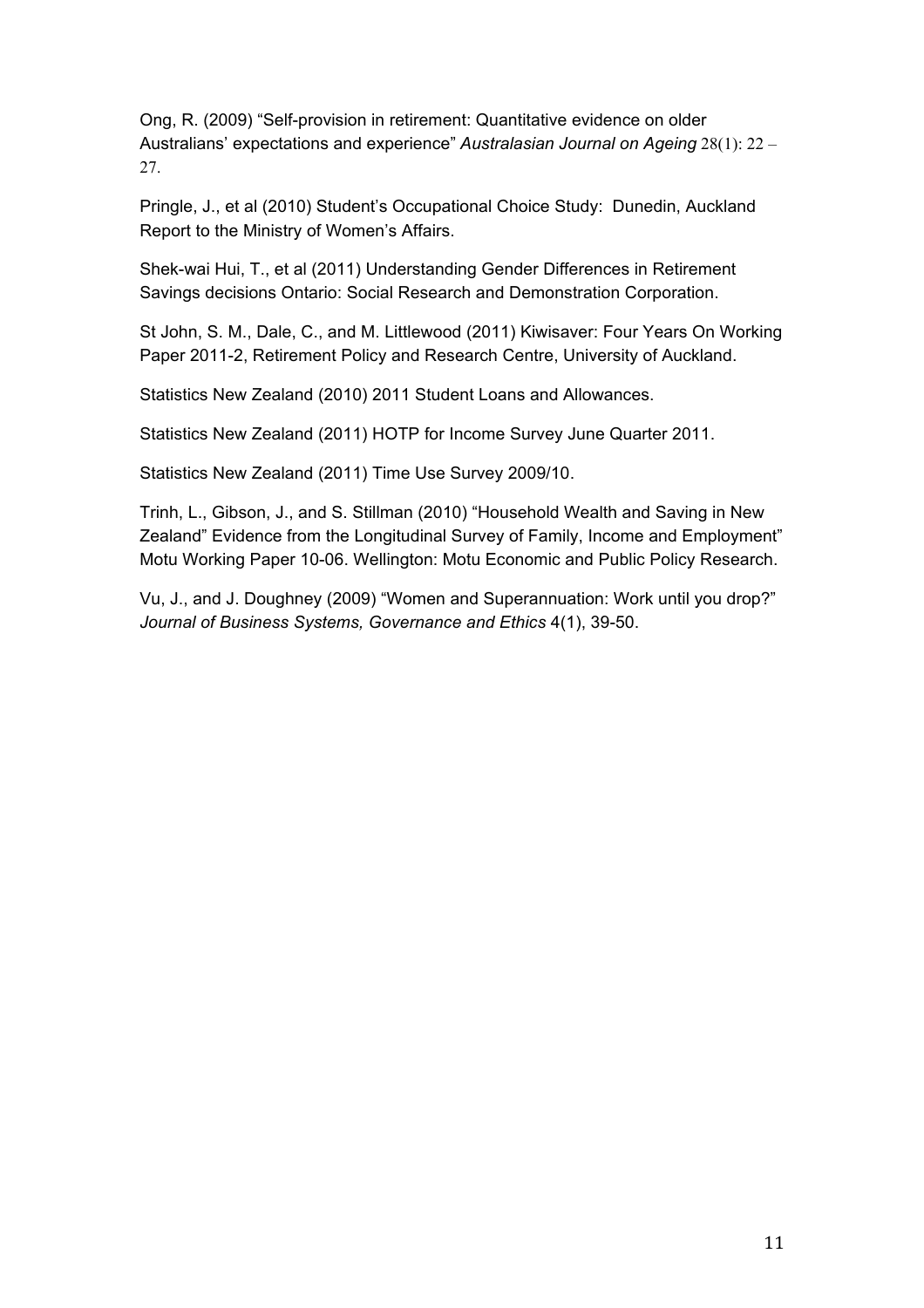Ong, R. (2009) “Self-provision in retirement: Quantitative evidence on older Australians’ expectations and experience” *Australasian Journal on Ageing* 28(1): 22 – 27.

Pringle, J., et al (2010) Student’s Occupational Choice Study: Dunedin, Auckland Report to the Ministry of Women’s Affairs.

Shek-wai Hui, T., et al (2011) Understanding Gender Differences in Retirement Savings decisions Ontario: Social Research and Demonstration Corporation.

St John, S. M., Dale, C., and M. Littlewood (2011) Kiwisaver: Four Years On Working Paper 2011-2, Retirement Policy and Research Centre, University of Auckland.

Statistics New Zealand (2010) 2011 Student Loans and Allowances.

Statistics New Zealand (2011) HOTP for Income Survey June Quarter 2011.

Statistics New Zealand (2011) Time Use Survey 2009/10.

Trinh, L., Gibson, J., and S. Stillman (2010) “Household Wealth and Saving in New Zealand” Evidence from the Longitudinal Survey of Family, Income and Employment” Motu Working Paper 10-06. Wellington: Motu Economic and Public Policy Research.

Vu, J., and J. Doughney (2009) “Women and Superannuation: Work until you drop?” *Journal of Business Systems, Governance and Ethics* 4(1), 39-50.